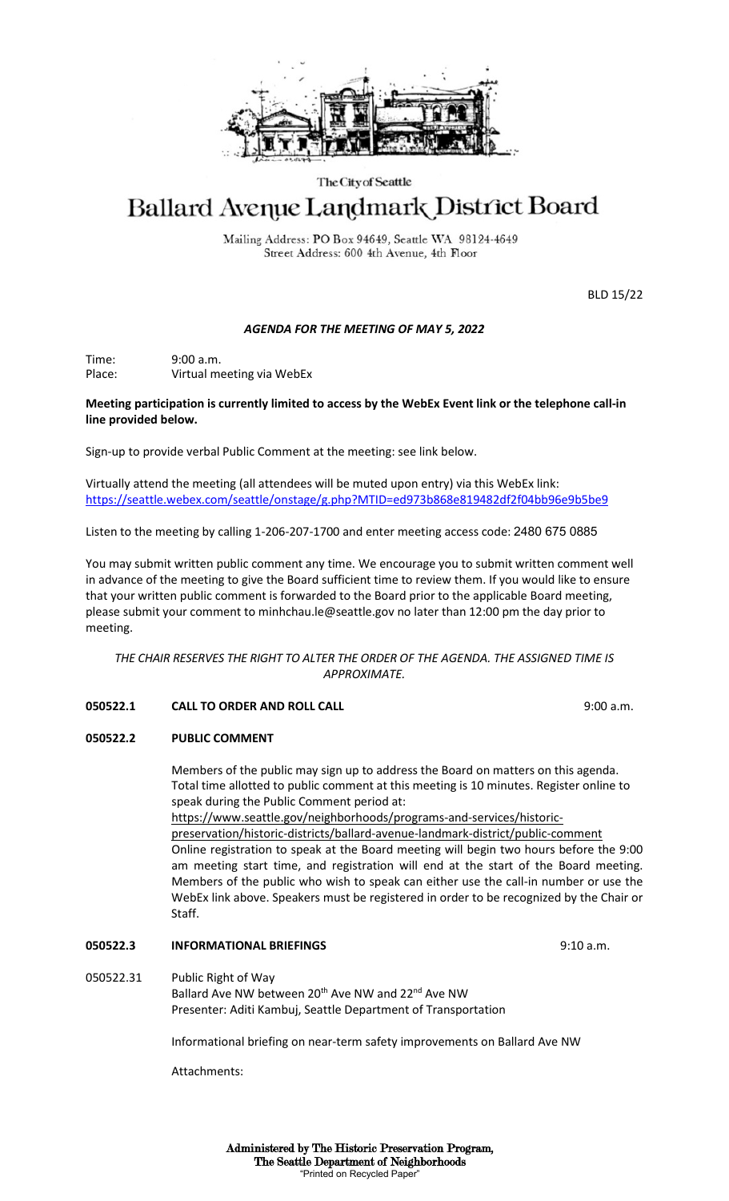The City of Seattle

# Ballard Avenue Landmark District Board

Mailing Address: PO Box 94649, Seattle WA 98124-4649
Street Address: 600 4th Avenue, 4th Floor

BLD 15/22

## *AGENDA FOR THE MEETING OF MAY 5, 2022*

Time: 9:00 a.m.
Place: Virtual meeting via WebEx

**Meeting participation is currently limited to access by the WebEx Event link or the telephone call-in line provided below.**

Sign-up to provide verbal Public Comment at the meeting: see link below.

Virtually attend the meeting (all attendees will be muted upon entry) via this WebEx link:
https://seattle.webex.com/seattle/onstage/g.php?MTID=ed973b868e819482df2f04bb96e9b5be9

Listen to the meeting by calling 1-206-207-1700 and enter meeting access code: 2480 675 0885

You may submit written public comment any time. We encourage you to submit written comment well in advance of the meeting to give the Board sufficient time to review them. If you would like to ensure that your written public comment is forwarded to the Board prior to the applicable Board meeting, please submit your comment to minhchau.le@seattle.gov no later than 12:00 pm the day prior to meeting.

*THE CHAIR RESERVES THE RIGHT TO ALTER THE ORDER OF THE AGENDA. THE ASSIGNED TIME IS APPROXIMATE.*

**050522.1 CALL TO ORDER AND ROLL CALL** 9:00 a.m.

**050522.2 PUBLIC COMMENT**

Members of the public may sign up to address the Board on matters on this agenda. Total time allotted to public comment at this meeting is 10 minutes. Register online to speak during the Public Comment period at:
https://www.seattle.gov/neighborhoods/programs-and-services/historic-preservation/historic-districts/ballard-avenue-landmark-district/public-comment
Online registration to speak at the Board meeting will begin two hours before the 9:00 am meeting start time, and registration will end at the start of the Board meeting. Members of the public who wish to speak can either use the call-in number or use the WebEx link above. Speakers must be registered in order to be recognized by the Chair or Staff.

**050522.3 INFORMATIONAL BRIEFINGS** 9:10 a.m.

050522.31 Public Right of Way
Ballard Ave NW between 20th Ave NW and 22nd Ave NW
Presenter: Aditi Kambuj, Seattle Department of Transportation

Informational briefing on near-term safety improvements on Ballard Ave NW

Attachments:

Administered by The Historic Preservation Program,
The Seattle Department of Neighborhoods
"Printed on Recycled Paper"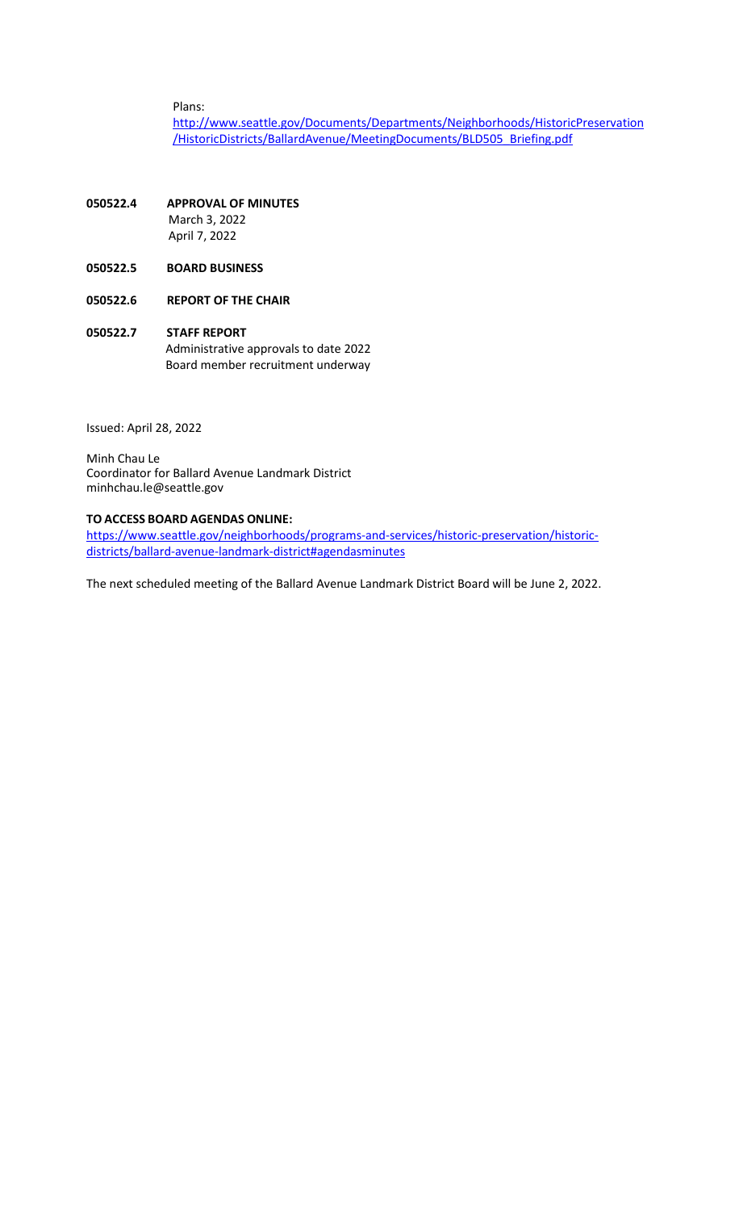Plans:
http://www.seattle.gov/Documents/Departments/Neighborhoods/HistoricPreservation/HistoricDistricts/BallardAvenue/MeetingDocuments/BLD505_Briefing.pdf

**050522.4 APPROVAL OF MINUTES**

March 3, 2022
April 7, 2022

**050522.5 BOARD BUSINESS**

**050522.6 REPORT OF THE CHAIR**

**050522.7 STAFF REPORT**

Administrative approvals to date 2022
Board member recruitment underway

Issued: April 28, 2022

Minh Chau Le
Coordinator for Ballard Avenue Landmark District
minhchau.le@seattle.gov

**TO ACCESS BOARD AGENDAS ONLINE:**
https://www.seattle.gov/neighborhoods/programs-and-services/historic-preservation/historic-districts/ballard-avenue-landmark-district#agendasminutes

The next scheduled meeting of the Ballard Avenue Landmark District Board will be June 2, 2022.